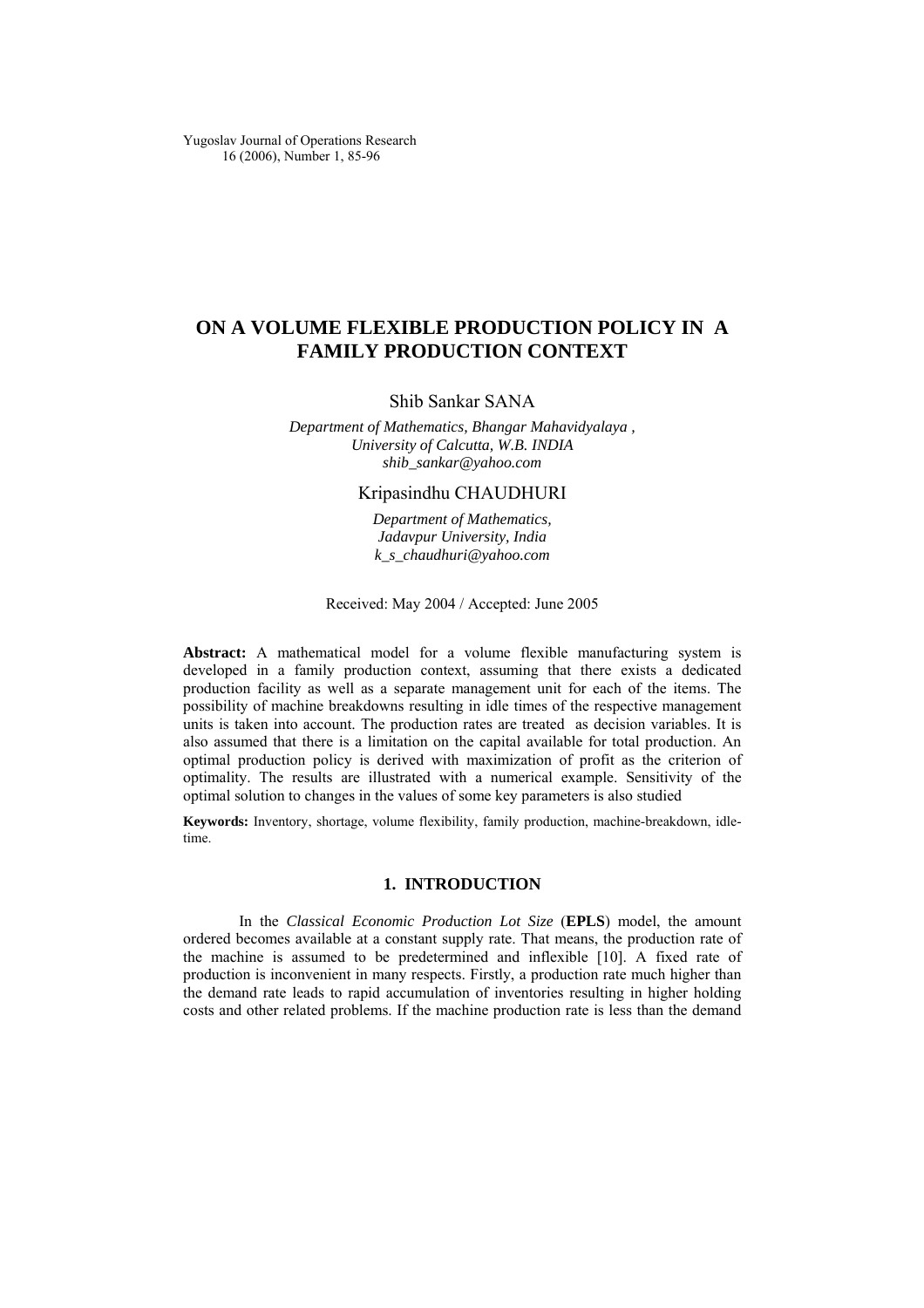# ON A VOLUME FLEXIBLE PRODUCTION POLICY IN A FAMILY PRODUCTION CONTEXT

Shib Sankar SANA

*Department of Mathematics, Bhangar Mahavidyalaya ,*
*University of Calcutta, W.B. INDIA*
*shib_sankar@yahoo.com*

Kripasindhu CHAUDHURI

*Department of Mathematics,*
*Jadavpur University, India*
*k_s_chaudhuri@yahoo.com*

Received: May 2004 / Accepted: June 2005

**Abstract:** A mathematical model for a volume flexible manufacturing system is developed in a family production context, assuming that there exists a dedicated production facility as well as a separate management unit for each of the items. The possibility of machine breakdowns resulting in idle times of the respective management units is taken into account. The production rates are treated as decision variables. It is also assumed that there is a limitation on the capital available for total production. An optimal production policy is derived with maximization of profit as the criterion of optimality. The results are illustrated with a numerical example. Sensitivity of the optimal solution to changes in the values of some key parameters is also studied

**Keywords:** Inventory, shortage, volume flexibility, family production, machine-breakdown, idle-time.

## 1. INTRODUCTION

In the *Classical Economic Production Lot Size* (**EPLS**) model, the amount ordered becomes available at a constant supply rate. That means, the production rate of the machine is assumed to be predetermined and inflexible [10]. A fixed rate of production is inconvenient in many respects. Firstly, a production rate much higher than the demand rate leads to rapid accumulation of inventories resulting in higher holding costs and other related problems. If the machine production rate is less than the demand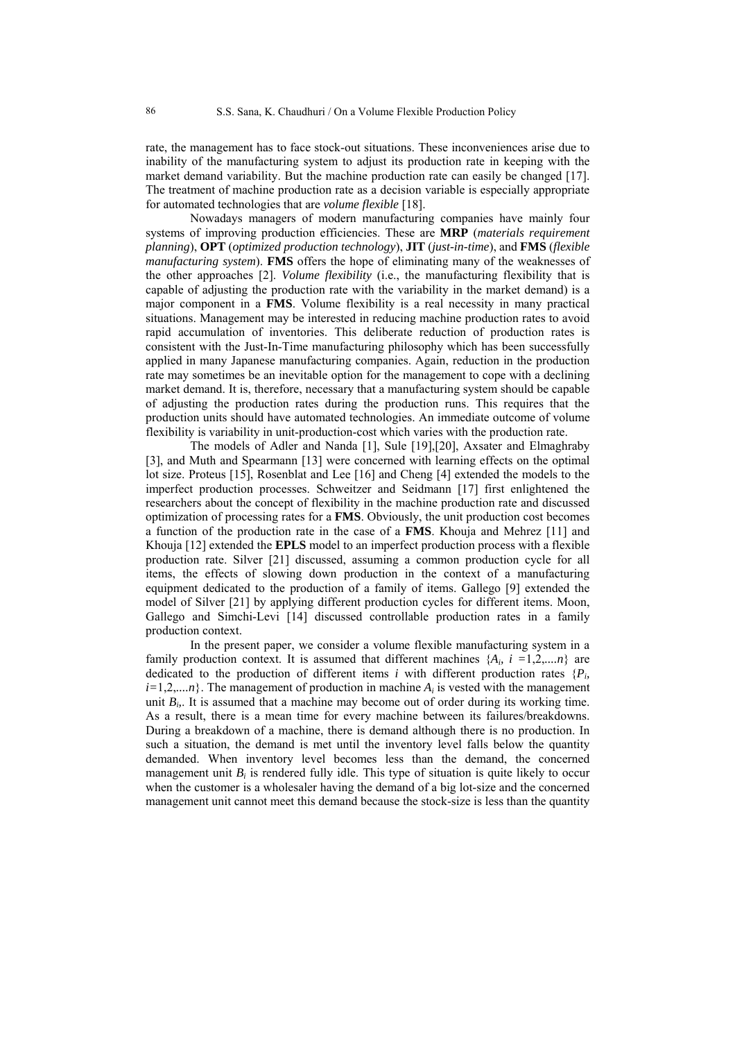rate, the management has to face stock-out situations. These inconveniences arise due to inability of the manufacturing system to adjust its production rate in keeping with the market demand variability. But the machine production rate can easily be changed [17]. The treatment of machine production rate as a decision variable is especially appropriate for automated technologies that are *volume flexible* [18].

Nowadays managers of modern manufacturing companies have mainly four systems of improving production efficiencies. These are **MRP** (*materials requirement planning*), **OPT** (*optimized production technology*), **JIT** (*just-in-time*), and **FMS** (*flexible manufacturing system*). **FMS** offers the hope of eliminating many of the weaknesses of the other approaches [2]. *Volume flexibility* (i.e., the manufacturing flexibility that is capable of adjusting the production rate with the variability in the market demand) is a major component in a **FMS**. Volume flexibility is a real necessity in many practical situations. Management may be interested in reducing machine production rates to avoid rapid accumulation of inventories. This deliberate reduction of production rates is consistent with the Just-In-Time manufacturing philosophy which has been successfully applied in many Japanese manufacturing companies. Again, reduction in the production rate may sometimes be an inevitable option for the management to cope with a declining market demand. It is, therefore, necessary that a manufacturing system should be capable of adjusting the production rates during the production runs. This requires that the production units should have automated technologies. An immediate outcome of volume flexibility is variability in unit-production-cost which varies with the production rate.

The models of Adler and Nanda [1], Sule [19],[20], Axsater and Elmaghraby [3], and Muth and Spearmann [13] were concerned with learning effects on the optimal lot size. Proteus [15], Rosenblat and Lee [16] and Cheng [4] extended the models to the imperfect production processes. Schweitzer and Seidmann [17] first enlightened the researchers about the concept of flexibility in the machine production rate and discussed optimization of processing rates for a **FMS**. Obviously, the unit production cost becomes a function of the production rate in the case of a **FMS**. Khouja and Mehrez [11] and Khouja [12] extended the **EPLS** model to an imperfect production process with a flexible production rate. Silver [21] discussed, assuming a common production cycle for all items, the effects of slowing down production in the context of a manufacturing equipment dedicated to the production of a family of items. Gallego [9] extended the model of Silver [21] by applying different production cycles for different items. Moon, Gallego and Simchi-Levi [14] discussed controllable production rates in a family production context.

In the present paper, we consider a volume flexible manufacturing system in a family production context. It is assumed that different machines $\{A_i, i = 1,2,....n\}$ are dedicated to the production of different items $i$ with different production rates $\{P_i, i=1,2,....n\}$. The management of production in machine $A_i$ is vested with the management unit $B_i$. It is assumed that a machine may become out of order during its working time. As a result, there is a mean time for every machine between its failures/breakdowns. During a breakdown of a machine, there is demand although there is no production. In such a situation, the demand is met until the inventory level falls below the quantity demanded. When inventory level becomes less than the demand, the concerned management unit $B_i$ is rendered fully idle. This type of situation is quite likely to occur when the customer is a wholesaler having the demand of a big lot-size and the concerned management unit cannot meet this demand because the stock-size is less than the quantity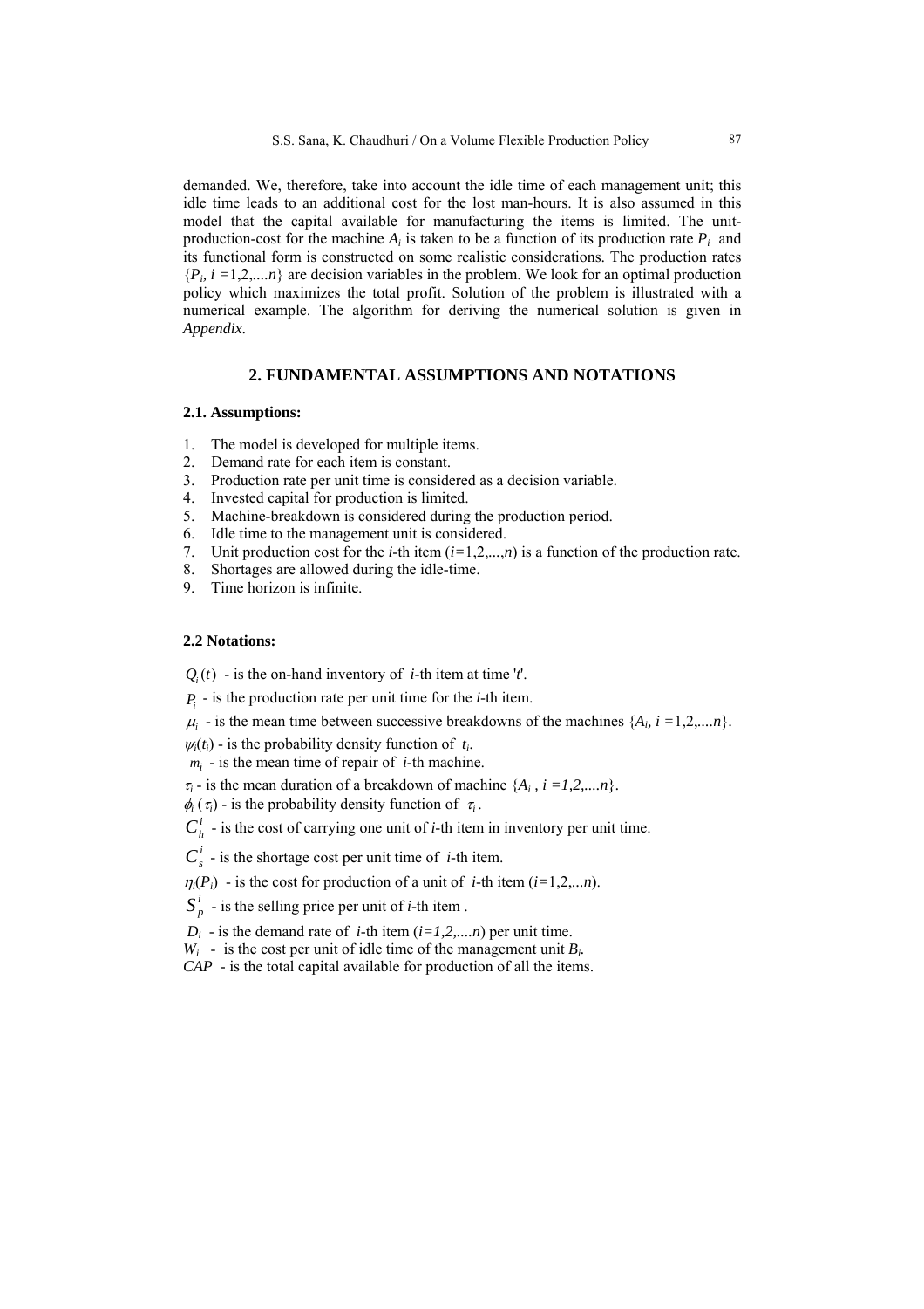demanded. We, therefore, take into account the idle time of each management unit; this idle time leads to an additional cost for the lost man-hours. It is also assumed in this model that the capital available for manufacturing the items is limited. The unit-production-cost for the machine $A_i$ is taken to be a function of its production rate $P_i$ and its functional form is constructed on some realistic considerations. The production rates $\{P_i, i = 1,2,....n\}$ are decision variables in the problem. We look for an optimal production policy which maximizes the total profit. Solution of the problem is illustrated with a numerical example. The algorithm for deriving the numerical solution is given in *Appendix*.

## 2. FUNDAMENTAL ASSUMPTIONS AND NOTATIONS

### 2.1. Assumptions:

1. The model is developed for multiple items.
2. Demand rate for each item is constant.
3. Production rate per unit time is considered as a decision variable.
4. Invested capital for production is limited.
5. Machine-breakdown is considered during the production period.
6. Idle time to the management unit is considered.
7. Unit production cost for the *i*-th item ($i=1,2,...,n$) is a function of the production rate.
8. Shortages are allowed during the idle-time.
9. Time horizon is infinite.

### 2.2 Notations:

$Q_i(t)$ - is the on-hand inventory of *i*-th item at time '$t$'.

$P_i$ - is the production rate per unit time for the *i*-th item.

$\mu_i$ - is the mean time between successive breakdowns of the machines $\{A_i, i = 1,2,....n\}$.

$\psi_i(t_i)$ - is the probability density function of $t_i$.

$m_i$ - is the mean time of repair of *i*-th machine.

$\tau_i$ - is the mean duration of a breakdown of machine $\{A_i , i = 1,2,....n\}$.

$\phi_i(\tau_i)$ - is the probability density function of $\tau_i$.

$C_h^i$ - is the cost of carrying one unit of *i*-th item in inventory per unit time.

$C_s^i$ - is the shortage cost per unit time of *i*-th item.

$\eta_i(P_i)$ - is the cost for production of a unit of *i*-th item ($i=1,2,...n$).

$S_p^i$ - is the selling price per unit of *i*-th item .

$D_i$ - is the demand rate of *i*-th item ($i=1,2,....n$) per unit time.

$W_i$ - is the cost per unit of idle time of the management unit $B_i$.

$CAP$ - is the total capital available for production of all the items.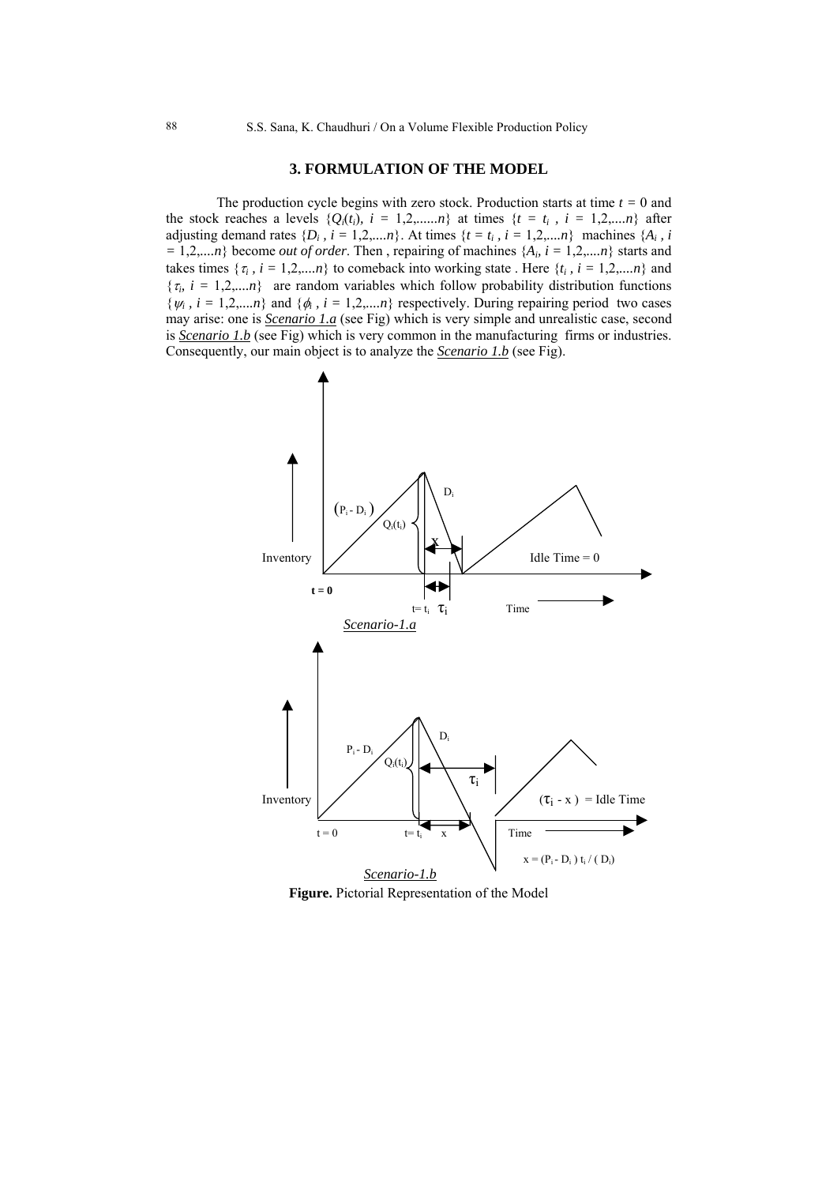## 3. FORMULATION OF THE MODEL

The production cycle begins with zero stock. Production starts at time $t = 0$ and the stock reaches a levels $\{Q_i(t_i),\ i = 1,2,......n\}$ at times $\{t = t_i\ ,\ i = 1,2,....n\}$ after adjusting demand rates $\{D_i\ ,\ i = 1,2,....n\}$. At times $\{t = t_i\ ,\ i = 1,2,....n\}$ machines $\{A_i\ ,\ i = 1,2,....n\}$ become *out of order*. Then , repairing of machines $\{A_i,\ i = 1,2,....n\}$ starts and takes times $\{\tau_i\ ,\ i = 1,2,....n\}$ to comeback into working state . Here $\{t_i\ ,\ i = 1,2,....n\}$ and $\{\tau_i,\ i = 1,2,....n\}$ are random variables which follow probability distribution functions $\{\psi_i\ ,\ i = 1,2,....n\}$ and $\{\phi_i\ ,\ i = 1,2,....n\}$ respectively. During repairing period two cases may arise: one is ***Scenario 1.a*** (see Fig) which is very simple and unrealistic case, second is ***Scenario 1.b*** (see Fig) which is very common in the manufacturing firms or industries. Consequently, our main object is to analyze the ***Scenario 1.b*** (see Fig).

*Scenario-1.a*

*Scenario-1.b*

**Figure.** Pictorial Representation of the Model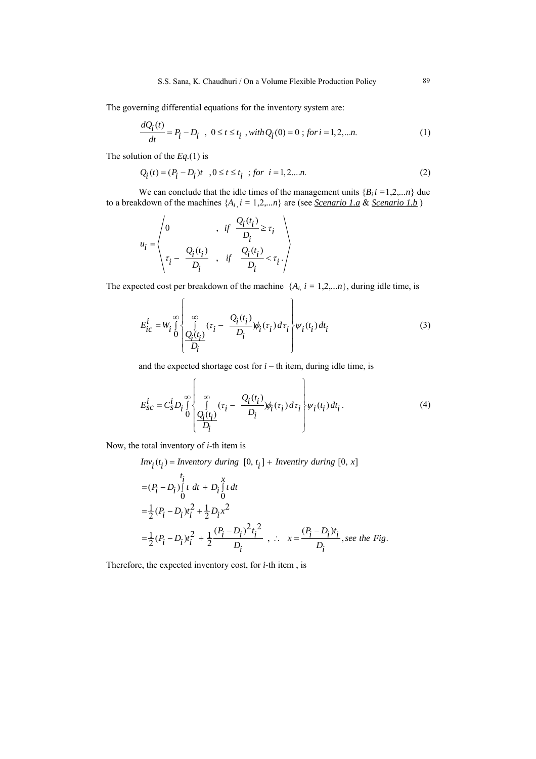The governing differential equations for the inventory system are:

$$\frac{dQ_i(t)}{dt} = P_i - D_i \;\;,\;\; 0 \le t \le t_i \;\;, with\, Q_i(0) = 0 \;;\; for\; i = 1,2,...n. \tag{1}$$

The solution of the *Eq.*(1) is

$$Q_i(t) = (P_i - D_i)t \quad, 0 \le t \le t_i \;\;;\; for \;\; i = 1,2....n. \tag{2}$$

We can conclude that the idle times of the management units $\{B_i\, i = 1,2,...n\}$ due to a breakdown of the machines $\{A_i\,,\, i = 1,2,...n\}$ are (see ***Scenario 1.a*** & ***Scenario 1.b*** )

$$u_i = \left\langle \begin{array}{ll} 0 & , \;\; if \;\; \dfrac{Q_i(t_i)}{D_i} \ge \tau_i \\ \tau_i - \dfrac{Q_i(t_i)}{D_i} & , \;\; if \;\; \dfrac{Q_i(t_i)}{D_i} < \tau_i \,. \end{array} \right\rangle$$

The expected cost per breakdown of the machine $\{A_{i,}\; i = 1,2,...n\}$, during idle time, is

$$E_{ic}^{i} = W_i \int_0^{\infty} \left\{ \int_{\frac{Q_i(t_i)}{D_i}}^{\infty} (\tau_i - \frac{Q_i(t_i)}{D_i}) \phi_i(\tau_i)\, d\tau_i \right\} \psi_i(t_i)\, dt_i \tag{3}$$

and the expected shortage cost for $i$ – th item, during idle time, is

$$E_{SC}^{i} = C_S^i D_i \int_0^{\infty} \left\{ \int_{\frac{Q_i(t_i)}{D_i}}^{\infty} (\tau_i - \frac{Q_i(t_i)}{D_i}) \phi_i(\tau_i)\, d\tau_i \right\} \psi_i(t_i)\, dt_i \,. \tag{4}$$

Now, the total inventory of $i$-th item is

$$\begin{aligned} Inv_i(t_i) &= Inventory \;\; during \;\; [0,\, t_i] + \; Inventiry \;\; during \;\; [0,\, x] \\ &= (P_i - D_i) \int_0^{t_i} t \; dt \; + \; D_i \int_0^{x} t \, dt \\ &= \frac{1}{2}(P_i - D_i)t_i^2 + \frac{1}{2} D_i x^2 \\ &= \frac{1}{2}(P_i - D_i)t_i^2 \; + \; \frac{1}{2}\frac{(P_i - D_i)^2 t_i^2}{D_i} \;\;,\;\; \therefore \;\; x = \frac{(P_i - D_i)t_i}{D_i}, see \; the \; Fig. \end{aligned}$$

Therefore, the expected inventory cost, for $i$-th item , is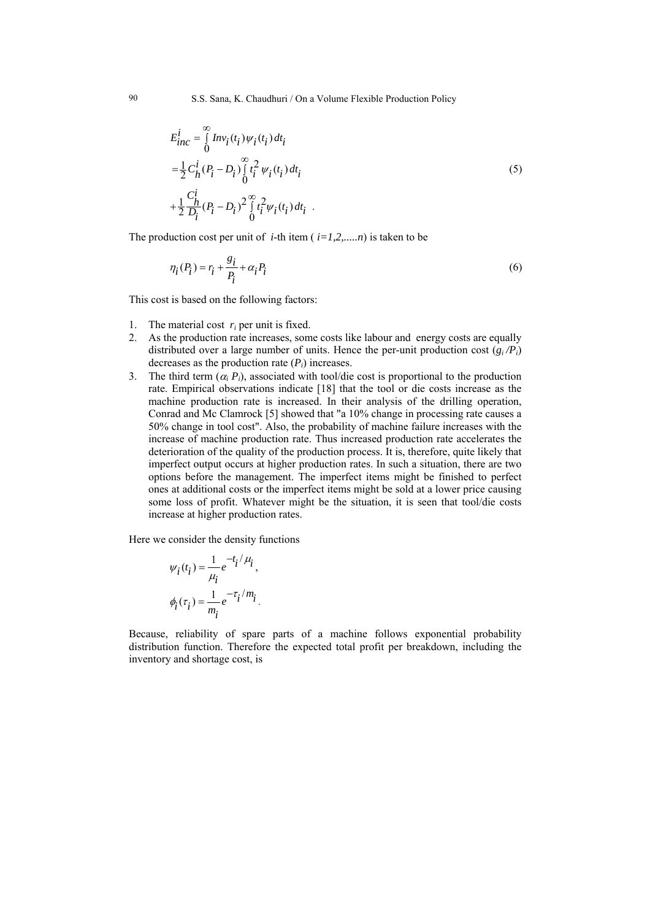$$
\begin{aligned}
E_{inc}^{i} &= \int_{0}^{\infty} Inv_i(t_i)\psi_i(t_i)\,dt_i \\
&= \frac{1}{2} C_h^i (P_i - D_i) \int_{0}^{\infty} t_i^2\, \psi_i(t_i)\,dt_i \\
&+ \frac{1}{2} \frac{C_h^i}{D_i} (P_i - D_i)^2 \int_{0}^{\infty} t_i^2 \psi_i(t_i)\,dt_i \; .
\end{aligned}
\tag{5}
$$

The production cost per unit of $i$-th item ( $i=1,2,.....n$) is taken to be

$$
\eta_i(P_i) = r_i + \frac{g_i}{P_i} + \alpha_i P_i \tag{6}
$$

This cost is based on the following factors:

1. The material cost $r_i$ per unit is fixed.
2. As the production rate increases, some costs like labour and energy costs are equally distributed over a large number of units. Hence the per-unit production cost ($g_i / P_i$) decreases as the production rate ($P_i$) increases.
3. The third term ($\alpha_i P_i$), associated with tool/die cost is proportional to the production rate. Empirical observations indicate [18] that the tool or die costs increase as the machine production rate is increased. In their analysis of the drilling operation, Conrad and Mc Clamrock [5] showed that "a 10% change in processing rate causes a 50% change in tool cost". Also, the probability of machine failure increases with the increase of machine production rate. Thus increased production rate accelerates the deterioration of the quality of the production process. It is, therefore, quite likely that imperfect output occurs at higher production rates. In such a situation, there are two options before the management. The imperfect items might be finished to perfect ones at additional costs or the imperfect items might be sold at a lower price causing some loss of profit. Whatever might be the situation, it is seen that tool/die costs increase at higher production rates.

Here we consider the density functions

$$
\psi_i(t_i) = \frac{1}{\mu_i} e^{-t_i/\mu_i},
$$

$$
\phi_i(\tau_i) = \frac{1}{m_i} e^{-\tau_i/m_i}.
$$

Because, reliability of spare parts of a machine follows exponential probability distribution function. Therefore the expected total profit per breakdown, including the inventory and shortage cost, is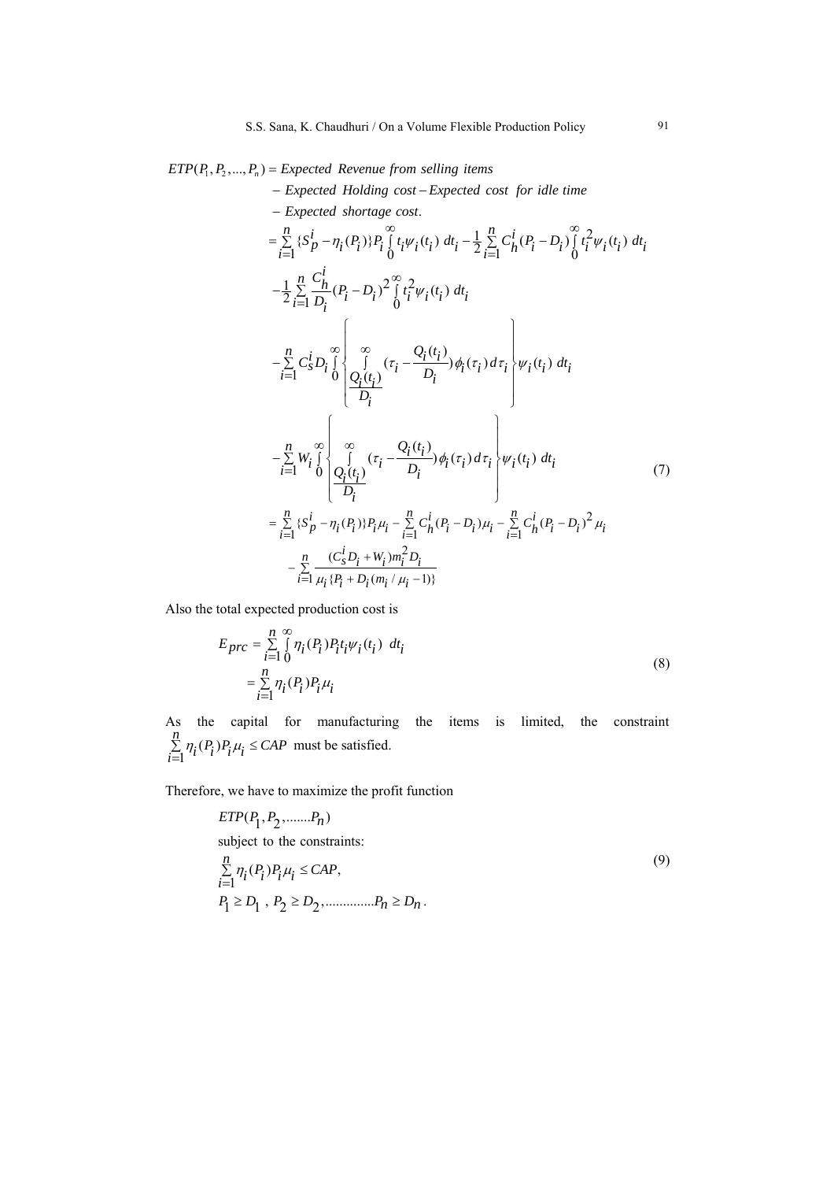$$
\begin{aligned}
ETP(P_1, P_2, ..., P_n) &= \text{Expected Revenue from selling items} \\
&\quad - \text{Expected Holding cost} - \text{Expected cost for idle time} \\
&\quad - \text{Expected shortage cost}. \\
&= \sum_{i=1}^{n} \{S_p^i - \eta_i(P_i)\} P_i \int_0^\infty t_i \psi_i(t_i)\, dt_i - \frac{1}{2} \sum_{i=1}^{n} C_h^i (P_i - D_i) \int_0^\infty t_i^2 \psi_i(t_i)\, dt_i \\
&\quad - \frac{1}{2} \sum_{i=1}^{n} \frac{C_h^i}{D_i} (P_i - D_i)^2 \int_0^\infty t_i^2 \psi_i(t_i)\, dt_i \\
&\quad - \sum_{i=1}^{n} C_s^i D_i \int_0^\infty \left\{ \int_{\frac{Q_i(t_i)}{D_i}}^{\infty} \left(\tau_i - \frac{Q_i(t_i)}{D_i}\right) \phi_i(\tau_i)\, d\tau_i \right\} \psi_i(t_i)\, dt_i \\
&\quad - \sum_{i=1}^{n} W_i \int_0^\infty \left\{ \int_{\frac{Q_i(t_i)}{D_i}}^{\infty} \left(\tau_i - \frac{Q_i(t_i)}{D_i}\right) \phi_i(\tau_i)\, d\tau_i \right\} \psi_i(t_i)\, dt_i \\
&= \sum_{i=1}^{n} \{S_p^i - \eta_i(P_i)\} P_i \mu_i - \sum_{i=1}^{n} C_h^i (P_i - D_i) \mu_i - \sum_{i=1}^{n} C_h^i (P_i - D_i)^2 \mu_i \\
&\quad - \sum_{i=1}^{n} \frac{(C_s^i D_i + W_i) m_i^2 D_i}{\mu_i \{P_i + D_i (m_i / \mu_i - 1)\}}
\end{aligned}
\tag{7}
$$

Also the total expected production cost is

$$
\begin{aligned}
E_{prc} &= \sum_{i=1}^{n} \int_0^\infty \eta_i(P_i) P_i t_i \psi_i(t_i)\, dt_i \\
&= \sum_{i=1}^{n} \eta_i(P_i) P_i \mu_i
\end{aligned}
\tag{8}
$$

As the capital for manufacturing the items is limited, the constraint $\sum_{i=1}^{n} \eta_i(P_i) P_i \mu_i \le CAP$ must be satisfied.

Therefore, we have to maximize the profit function

$$
\begin{aligned}
& ETP(P_1, P_2, .......P_n) \\
& \text{subject to the constraints:} \\
& \sum_{i=1}^{n} \eta_i(P_i) P_i \mu_i \le CAP, \\
& P_1 \ge D_1 \,,\; P_2 \ge D_2, ..............P_n \ge D_n \,.
\end{aligned}
\tag{9}
$$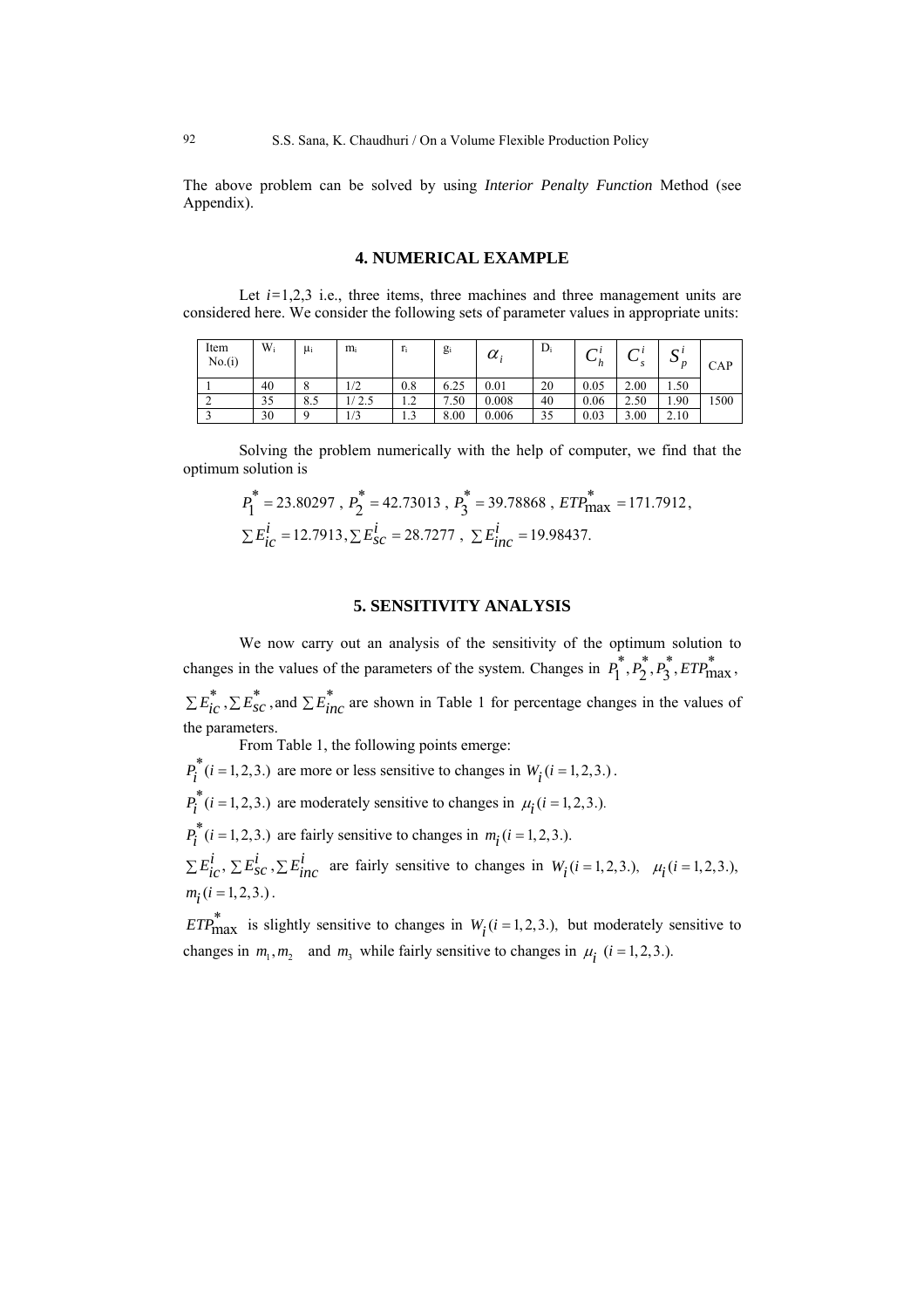The above problem can be solved by using *Interior Penalty Function* Method (see Appendix).

## 4. NUMERICAL EXAMPLE

Let $i$=1,2,3 i.e., three items, three machines and three management units are considered here. We consider the following sets of parameter values in appropriate units:

| Item No.(i) | $W_i$ | $\mu_i$ | $m_i$ | $r_i$ | $g_i$ | $\alpha_i$ | $D_i$ | $C_h^i$ | $C_s^i$ | $S_p^i$ | CAP |
|---|---|---|---|---|---|---|---|---|---|---|---|
| 1 | 40 | 8 | 1/2 | 0.8 | 6.25 | 0.01 | 20 | 0.05 | 2.00 | 1.50 | 1500 |
| 2 | 35 | 8.5 | 1/ 2.5 | 1.2 | 7.50 | 0.008 | 40 | 0.06 | 2.50 | 1.90 | |
| 3 | 30 | 9 | 1/3 | 1.3 | 8.00 | 0.006 | 35 | 0.03 | 3.00 | 2.10 | |

Solving the problem numerically with the help of computer, we find that the optimum solution is

$$P_1^* = 23.80297\ ,\ P_2^* = 42.73013\ ,\ P_3^* = 39.78868\ ,\ ETP_{\max}^* = 171.7912,$$
$$\sum E_{ic}^i = 12.7913, \sum E_{sc}^i = 28.7277\ ,\ \sum E_{inc}^i = 19.98437.$$

## 5. SENSITIVITY ANALYSIS

We now carry out an analysis of the sensitivity of the optimum solution to changes in the values of the parameters of the system. Changes in $P_1^*, P_2^*, P_3^*, ETP_{\max}^*$, $\sum E_{ic}^*, \sum E_{sc}^*$, and $\sum E_{inc}^*$ are shown in Table 1 for percentage changes in the values of the parameters.

From Table 1, the following points emerge:

$P_i^* (i = 1,2,3.)$ are more or less sensitive to changes in $W_i (i = 1,2,3.)$.

$P_i^* (i = 1,2,3.)$ are moderately sensitive to changes in $\mu_i (i = 1,2,3.)$.

$P_i^* (i = 1,2,3.)$ are fairly sensitive to changes in $m_i (i = 1,2,3.)$.

$\sum E_{ic}^i, \sum E_{sc}^i, \sum E_{inc}^i$ are fairly sensitive to changes in $W_i (i = 1,2,3.)$, $\mu_i (i = 1,2,3.)$, $m_i (i = 1,2,3.)$.

$ETP_{\max}^*$ is slightly sensitive to changes in $W_i (i = 1,2,3.)$, but moderately sensitive to changes in $m_1, m_2$ and $m_3$ while fairly sensitive to changes in $\mu_i\ (i = 1,2,3.)$.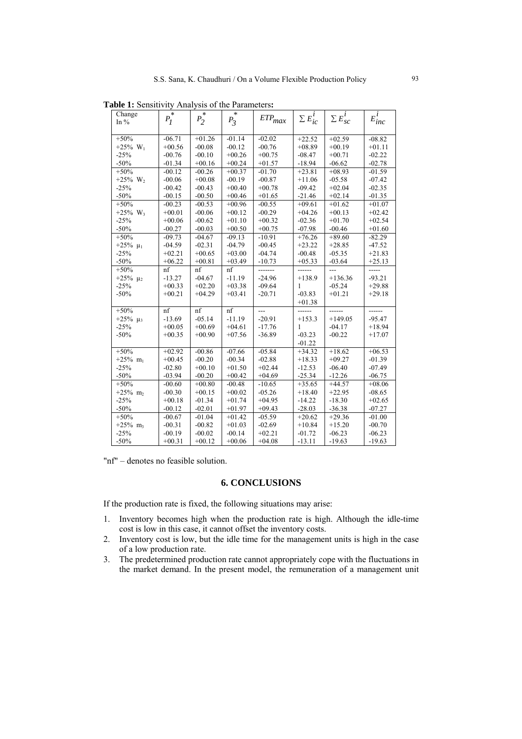**Table 1:** Sensitivity Analysis of the Parameters**:**

| Change In % | $P_1^*$ | $P_2^*$ | $P_3^*$ | $ETP_{max}$ | $\sum E_{ic}^i$ | $\sum E_{sc}^i$ | $E_{inc}^i$ |
|---|---|---|---|---|---|---|---|
| +50% | -06.71 | +01.26 | -01.14 | -02.02 | +22.52 | +02.59 | -08.82 |
| +25% $W_1$ | +00.56 | -00.08 | -00.12 | -00.76 | +08.89 | +00.19 | +01.11 |
| -25% | -00.76 | -00.10 | +00.26 | +00.75 | -08.47 | +00.71 | -02.22 |
| -50% | -01.34 | +00.16 | +00.24 | +01.57 | -18.94 | -06.62 | -02.78 |
| +50% | -00.12 | -00.26 | +00.37 | -01.70 | +23.81 | +08.93 | -01.59 |
| +25% $W_2$ | -00.06 | +00.08 | -00.19 | -00.87 | +11.06 | -05.58 | -07.42 |
| -25% | -00.42 | -00.43 | +00.40 | +00.78 | -09.42 | +02.04 | -02.35 |
| -50% | -00.15 | -00.50 | +00.46 | +01.65 | -21.46 | +02.14 | -01.35 |
| +50% | -00.23 | -00.53 | +00.96 | -00.55 | +09.61 | +01.62 | +01.07 |
| +25% $W_3$ | +00.01 | -00.06 | +00.12 | -00.29 | +04.26 | +00.13 | +02.42 |
| -25% | +00.06 | -00.62 | +01.10 | +00.32 | -02.36 | +01.70 | +02.54 |
| -50% | -00.27 | -00.03 | +00.50 | +00.75 | -07.98 | -00.46 | +01.60 |
| +50% | -09.73 | -04.67 | -09.13 | -10.91 | +76.26 | +89.60 | -82.29 |
| +25% $\mu_1$ | -04.59 | -02.31 | -04.79 | -00.45 | +23.22 | +28.85 | -47.52 |
| -25% | +02.21 | +00.65 | +03.00 | -04.74 | -00.48 | -05.35 | +21.83 |
| -50% | +06.22 | +00.81 | +03.49 | -10.73 | +05.33 | -03.64 | +25.13 |
| +50% | nf | nf | nf | ------- | ------ | --- | ----- |
| +25% $\mu_2$ | -13.27 | -04.67 | -11.19 | -24.96 | +138.91 | +136.36 | -93.21 |
| -25% | +00.33 | +02.20 | +03.38 | -09.64 | -03.83 | -05.24 | +29.88 |
| -50% | +00.21 | +04.29 | +03.41 | -20.71 | +01.38 | +01.21 | +29.18 |
| +50% | nf | nf | nf | --- | ------ | ------ | ------ |
| +25% $\mu_3$ | -13.69 | -05.14 | -11.19 | -20.91 | +153.31 | +149.05 | -95.47 |
| -25% | +00.05 | +00.69 | +04.61 | -17.76 | -03.23 | -04.17 | +18.94 |
| -50% | +00.35 | +00.90 | +07.56 | -36.89 | -01.22 | -00.22 | +17.07 |
| +50% | +02.92 | -00.86 | -07.66 | -05.84 | +34.32 | +18.62 | +06.53 |
| +25% $m_1$ | +00.45 | -00.20 | -00.34 | -02.88 | +18.33 | +09.27 | -01.39 |
| -25% | -02.80 | +00.10 | +01.50 | +02.44 | -12.53 | -06.40 | -07.49 |
| -50% | -03.94 | -00.20 | +00.42 | +04.69 | -25.34 | -12.26 | -06.75 |
| +50% | -00.60 | +00.80 | -00.48 | -10.65 | +35.65 | +44.57 | +08.06 |
| +25% $m_2$ | -00.30 | +00.15 | +00.02 | -05.26 | +18.40 | +22.95 | -08.65 |
| -25% | +00.18 | -01.34 | +01.74 | +04.95 | -14.22 | -18.30 | +02.65 |
| -50% | -00.12 | -02.01 | +01.97 | +09.43 | -28.03 | -36.38 | -07.27 |
| +50% | -00.67 | -01.04 | +01.42 | -05.59 | +20.62 | +29.36 | -01.00 |
| +25% $m_3$ | -00.31 | -00.82 | +01.03 | -02.69 | +10.84 | +15.20 | -00.70 |
| -25% | -00.19 | -00.02 | -00.14 | +02.21 | -01.72 | -06.23 | -06.23 |
| -50% | +00.31 | +00.12 | +00.06 | +04.08 | -13.11 | -19.63 | -19.63 |

"nf" – denotes no feasible solution.

## 6. CONCLUSIONS

If the production rate is fixed, the following situations may arise:

1. Inventory becomes high when the production rate is high. Although the idle-time cost is low in this case, it cannot offset the inventory costs.
2. Inventory cost is low, but the idle time for the management units is high in the case of a low production rate.
3. The predetermined production rate cannot appropriately cope with the fluctuations in the market demand. In the present model, the remuneration of a management unit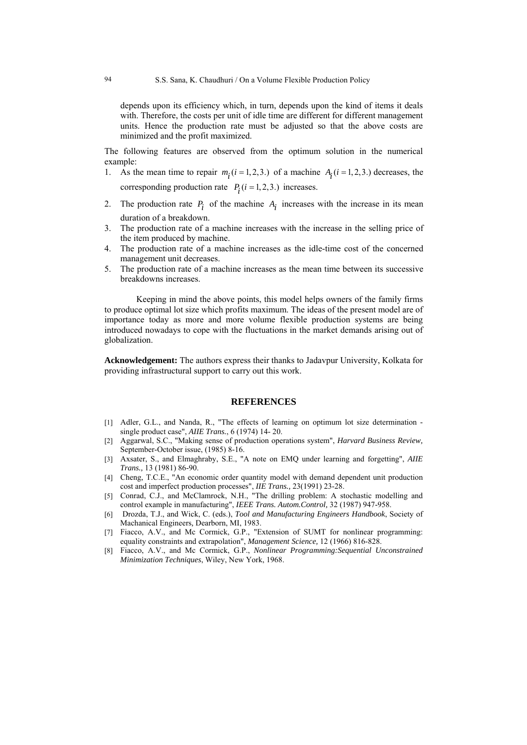depends upon its efficiency which, in turn, depends upon the kind of items it deals with. Therefore, the costs per unit of idle time are different for different management units. Hence the production rate must be adjusted so that the above costs are minimized and the profit maximized.

The following features are observed from the optimum solution in the numerical example:

1. As the mean time to repair $m_i (i = 1, 2, 3.)$ of a machine $A_i (i = 1, 2, 3.)$ decreases, the corresponding production rate $P_i (i = 1, 2, 3.)$ increases.
2. The production rate $P_i$ of the machine $A_i$ increases with the increase in its mean duration of a breakdown.
3. The production rate of a machine increases with the increase in the selling price of the item produced by machine.
4. The production rate of a machine increases as the idle-time cost of the concerned management unit decreases.
5. The production rate of a machine increases as the mean time between its successive breakdowns increases.

Keeping in mind the above points, this model helps owners of the family firms to produce optimal lot size which profits maximum. The ideas of the present model are of importance today as more and more volume flexible production systems are being introduced nowadays to cope with the fluctuations in the market demands arising out of globalization.

**Acknowledgement:** The authors express their thanks to Jadavpur University, Kolkata for providing infrastructural support to carry out this work.

## REFERENCES

[1] Adler, G.L., and Nanda, R., "The effects of learning on optimum lot size determination - single product case", *AIIE Trans.*, 6 (1974) 14- 20.

[2] Aggarwal, S.C., "Making sense of production operations system", *Harvard Business Review,* September-October issue, (1985) 8-16.

[3] Axsater, S., and Elmaghraby, S.E., "A note on EMQ under learning and forgetting", *AIIE Trans.,* 13 (1981) 86-90.

[4] Cheng, T.C.E., "An economic order quantity model with demand dependent unit production cost and imperfect production processes", *IIE Trans.,* 23(1991) 23-28.

[5] Conrad, C.J., and McClamrock, N.H., "The drilling problem: A stochastic modelling and control example in manufacturing", *IEEE Trans. Autom.Control,* 32 (1987) 947-958.

[6] Drozda, T.J., and Wick, C. (eds.), *Tool and Manufacturing Engineers Handbook*, Society of Machanical Engineers, Dearborn, MI, 1983.

[7] Fiacco, A.V., and Mc Cormick, G.P., "Extension of SUMT for nonlinear programming: equality constraints and extrapolation", *Management Science,* 12 (1966) 816-828.

[8] Fiacco, A.V., and Mc Cormick, G.P., *Nonlinear Programming:Sequential Unconstrained Minimization Techniques*, Wiley, New York, 1968.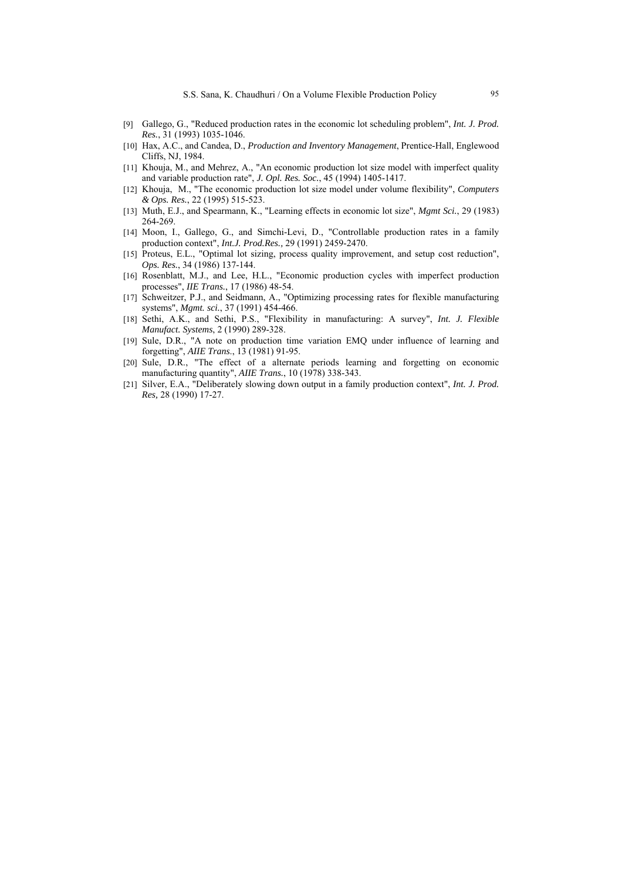[9] Gallego, G., "Reduced production rates in the economic lot scheduling problem", *Int. J. Prod. Res.*, 31 (1993) 1035-1046.

[10] Hax, A.C., and Candea, D., *Production and Inventory Management*, Prentice-Hall, Englewood Cliffs, NJ, 1984.

[11] Khouja, M., and Mehrez, A., "An economic production lot size model with imperfect quality and variable production rate", *J. Opl. Res. Soc.*, 45 (1994) 1405-1417.

[12] Khouja, M., "The economic production lot size model under volume flexibility", *Computers & Ops. Res.*, 22 (1995) 515-523.

[13] Muth, E.J., and Spearmann, K., "Learning effects in economic lot size", *Mgmt Sci.*, 29 (1983) 264-269.

[14] Moon, I., Gallego, G., and Simchi-Levi, D., "Controllable production rates in a family production context", *Int.J. Prod.Res.,* 29 (1991) 2459-2470.

[15] Proteus, E.L., "Optimal lot sizing, process quality improvement, and setup cost reduction", *Ops. Res.*, 34 (1986) 137-144.

[16] Rosenblatt, M.J., and Lee, H.L., "Economic production cycles with imperfect production processes", *IIE Trans.*, 17 (1986) 48-54.

[17] Schweitzer, P.J., and Seidmann, A., "Optimizing processing rates for flexible manufacturing systems", *Mgmt. sci.*, 37 (1991) 454-466.

[18] Sethi, A.K., and Sethi, P.S., "Flexibility in manufacturing: A survey", *Int. J. Flexible Manufact. Systems*, 2 (1990) 289-328.

[19] Sule, D.R., "A note on production time variation EMQ under influence of learning and forgetting", *AIIE Trans*., 13 (1981) 91-95.

[20] Sule, D.R., "The effect of a alternate periods learning and forgetting on economic manufacturing quantity", *AIIE Trans.*, 10 (1978) 338-343.

[21] Silver, E.A., "Deliberately slowing down output in a family production context", *Int. J. Prod. Res,* 28 (1990) 17-27.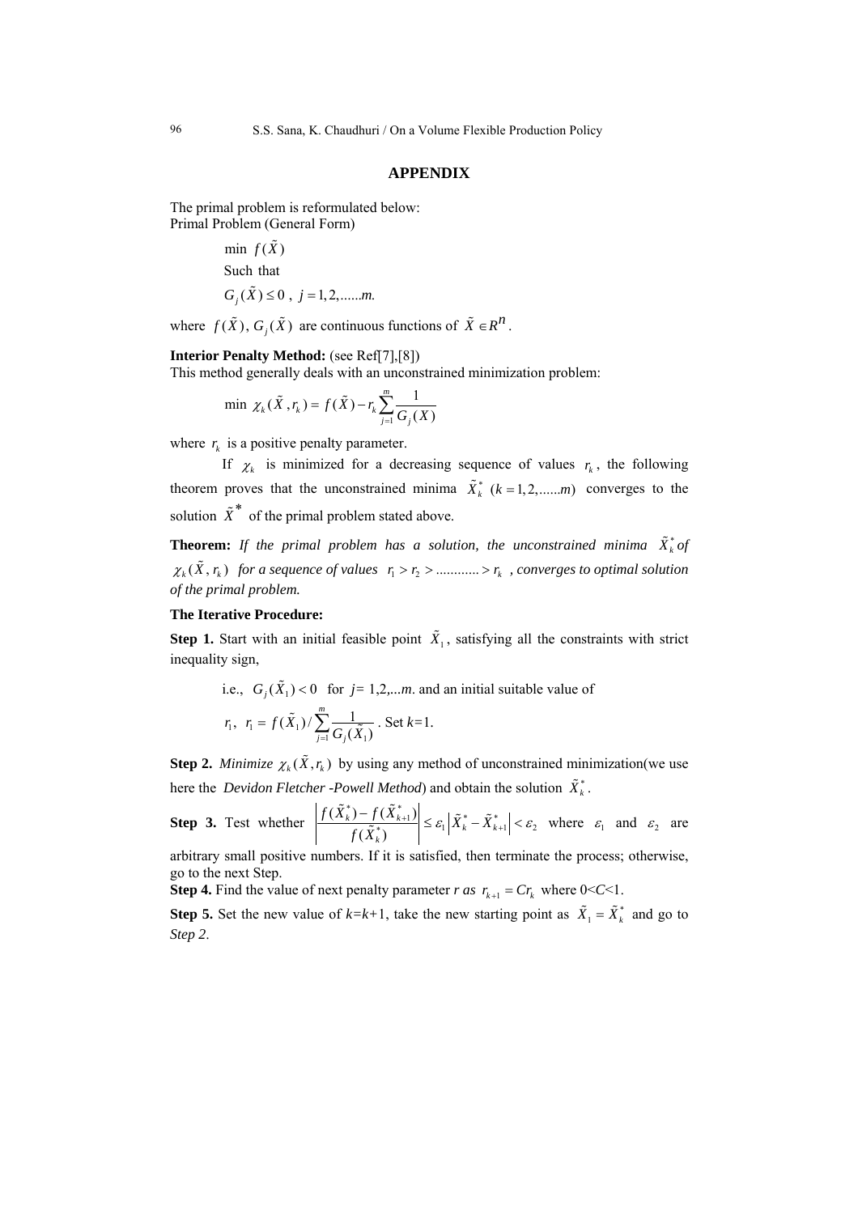## APPENDIX

The primal problem is reformulated below:
Primal Problem (General Form)

$$\min \ f(\tilde{X})$$

Such that

$$G_j(\tilde{X}) \le 0 \ , \ j = 1, 2, ......m.$$

where $f(\tilde{X})$, $G_j(\tilde{X})$ are continuous functions of $\tilde{X} \in R^n$.

**Interior Penalty Method:** (see Ref[7],[8])
This method generally deals with an unconstrained minimization problem:

$$\min \ \chi_k(\tilde{X}, r_k) = f(\tilde{X}) - r_k \sum_{j=1}^{m} \frac{1}{G_j(X)}$$

where $r_k$ is a positive penalty parameter.

If $\chi_k$ is minimized for a decreasing sequence of values $r_k$, the following theorem proves that the unconstrained minima $\tilde{X}_k^* \ (k = 1, 2, ......m)$ converges to the solution $\tilde{X}^*$ of the primal problem stated above.

**Theorem:** *If the primal problem has a solution, the unconstrained minima* $\tilde{X}_k^*$ *of* $\chi_k(\tilde{X}, r_k)$ *for a sequence of values* $r_1 > r_2 > ........... > r_k$ *, converges to optimal solution of the primal problem.*

**The Iterative Procedure:**

**Step 1.** Start with an initial feasible point $\tilde{X}_1$, satisfying all the constraints with strict inequality sign,

i.e., $G_j(\tilde{X}_1) < 0$ for $j$= 1,2,...$m$. and an initial suitable value of

$r_1$, $r_1 = f(\tilde{X}_1) / \sum_{j=1}^{m} \frac{1}{G_j(\tilde{X}_1)}$ . Set $k$=1.

**Step 2.** *Minimize* $\chi_k(\tilde{X}, r_k)$ by using any method of unconstrained minimization(we use here the *Devidon Fletcher -Powell Method*) and obtain the solution $\tilde{X}_k^*$.

**Step 3.** Test whether $\left| \frac{f(\tilde{X}_k^*) - f(\tilde{X}_{k+1}^*)}{f(\tilde{X}_k^*)} \right| \le \varepsilon_1 \left| \tilde{X}_k^* - \tilde{X}_{k+1}^* \right| < \varepsilon_2$ where $\varepsilon_1$ and $\varepsilon_2$ are arbitrary small positive numbers. If it is satisfied, then terminate the process; otherwise, go to the next Step.

**Step 4.** Find the value of next penalty parameter *r as* $r_{k+1} = Cr_k$ where 0<*C*<1.

**Step 5.** Set the new value of *k*=*k*+1, take the new starting point as $\tilde{X}_1 = \tilde{X}_k^*$ and go to *Step 2*.